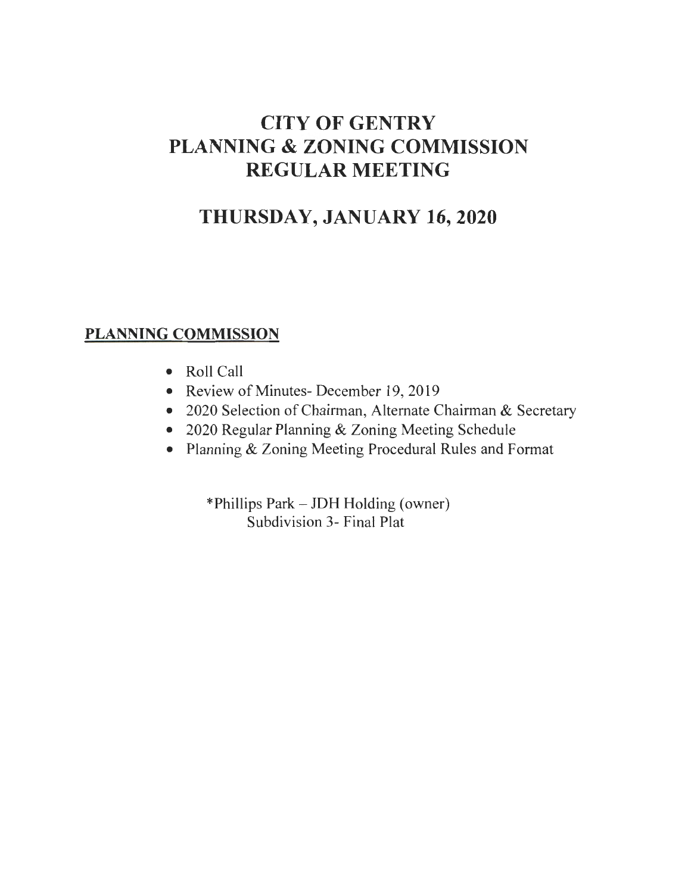# CITY OF GENTRY
# PLANNING & ZONING COMMISSION
# REGULAR MEETING

## THURSDAY, JANUARY 16, 2020

**PLANNING COMMISSION**

- Roll Call
- Review of Minutes- December 19, 2019
- 2020 Selection of Chairman, Alternate Chairman & Secretary
- 2020 Regular Planning & Zoning Meeting Schedule
- Planning & Zoning Meeting Procedural Rules and Format

*Phillips Park – JDH Holding (owner)
Subdivision 3- Final Plat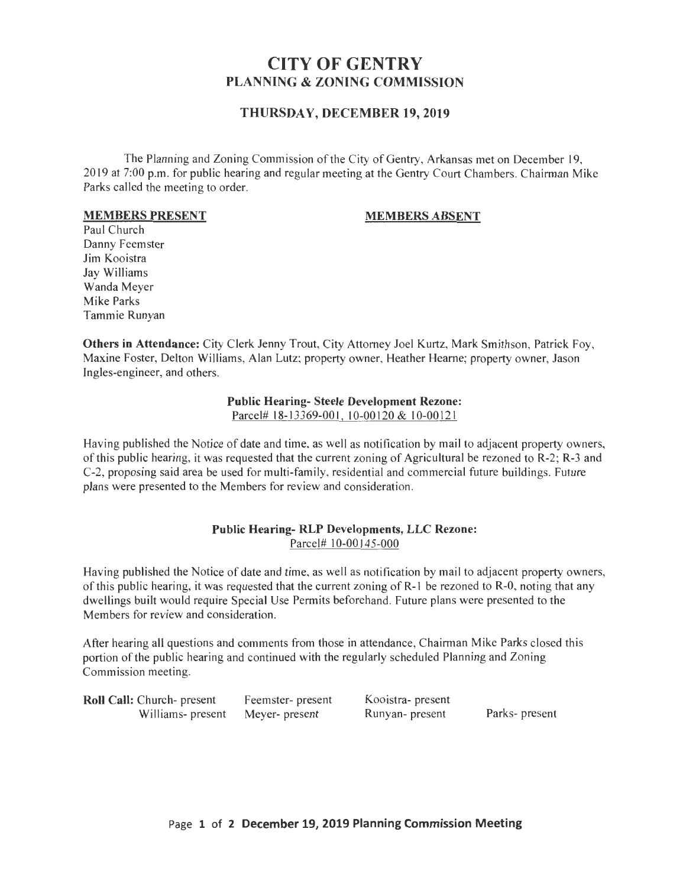# CITY OF GENTRY
## PLANNING & ZONING COMMISSION

### THURSDAY, DECEMBER 19, 2019

The Planning and Zoning Commission of the City of Gentry, Arkansas met on December 19, 2019 at 7:00 p.m. for public hearing and regular meeting at the Gentry Court Chambers. Chairman Mike Parks called the meeting to order.

| **MEMBERS PRESENT** | **MEMBERS ABSENT** |
|---|---|
| Paul Church | |
| Danny Feemster | |
| Jim Kooistra | |
| Jay Williams | |
| Wanda Meyer | |
| Mike Parks | |
| Tammie Runyan | |

**Others in Attendance:** City Clerk Jenny Trout, City Attorney Joel Kurtz, Mark Smithson, Patrick Foy, Maxine Foster, Delton Williams, Alan Lutz; property owner, Heather Hearne; property owner, Jason Ingles-engineer, and others.

**Public Hearing- Steele Development Rezone:**
Parcel# 18-13369-001, 10-00120 & 10-00121

Having published the Notice of date and time, as well as notification by mail to adjacent property owners, of this public hearing, it was requested that the current zoning of Agricultural be rezoned to R-2; R-3 and C-2, proposing said area be used for multi-family, residential and commercial future buildings. Future plans were presented to the Members for review and consideration.

**Public Hearing- RLP Developments, LLC Rezone:**
Parcel# 10-00145-000

Having published the Notice of date and time, as well as notification by mail to adjacent property owners, of this public hearing, it was requested that the current zoning of R-1 be rezoned to R-0, noting that any dwellings built would require Special Use Permits beforehand. Future plans were presented to the Members for review and consideration.

After hearing all questions and comments from those in attendance, Chairman Mike Parks closed this portion of the public hearing and continued with the regularly scheduled Planning and Zoning Commission meeting.

| **Roll Call:** | | | |
|---|---|---|---|
| Church- present | Feemster- present | Kooistra- present | |
| Williams- present | Meyer- present | Runyan- present | Parks- present |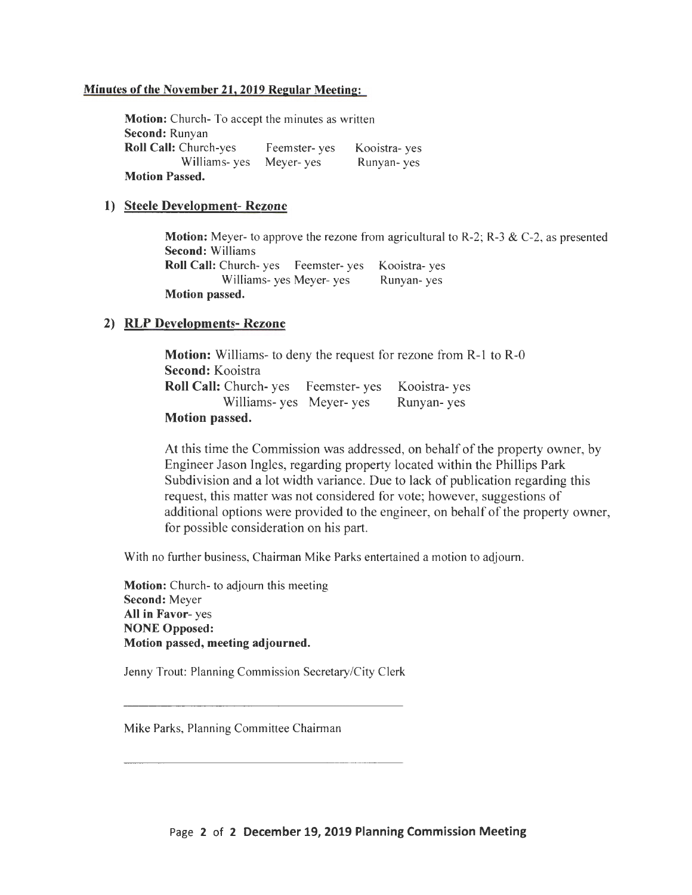## Minutes of the November 21, 2019 Regular Meeting:

**Motion:** Church- To accept the minutes as written
**Second:** Runyan
**Roll Call:** Church-yes  Feemster- yes  Kooistra- yes
Williams- yes  Meyer- yes  Runyan- yes
**Motion Passed.**

### 1) Steele Development- Rezone

**Motion:** Meyer- to approve the rezone from agricultural to R-2; R-3 & C-2, as presented
**Second:** Williams
**Roll Call:** Church- yes  Feemster- yes  Kooistra- yes
Williams- yes Meyer- yes  Runyan- yes
**Motion passed.**

### 2) RLP Developments- Rezone

**Motion:** Williams- to deny the request for rezone from R-1 to R-0
**Second:** Kooistra
**Roll Call:** Church- yes  Feemster- yes  Kooistra- yes
Williams- yes  Meyer- yes  Runyan- yes
**Motion passed.**

At this time the Commission was addressed, on behalf of the property owner, by Engineer Jason Ingles, regarding property located within the Phillips Park Subdivision and a lot width variance. Due to lack of publication regarding this request, this matter was not considered for vote; however, suggestions of additional options were provided to the engineer, on behalf of the property owner, for possible consideration on his part.

With no further business, Chairman Mike Parks entertained a motion to adjourn.

**Motion:** Church- to adjourn this meeting
**Second:** Meyer
**All in Favor**- yes
**NONE Opposed:**
**Motion passed, meeting adjourned.**

Jenny Trout: Planning Commission Secretary/City Clerk

_______________________________________

Mike Parks, Planning Committee Chairman

_______________________________________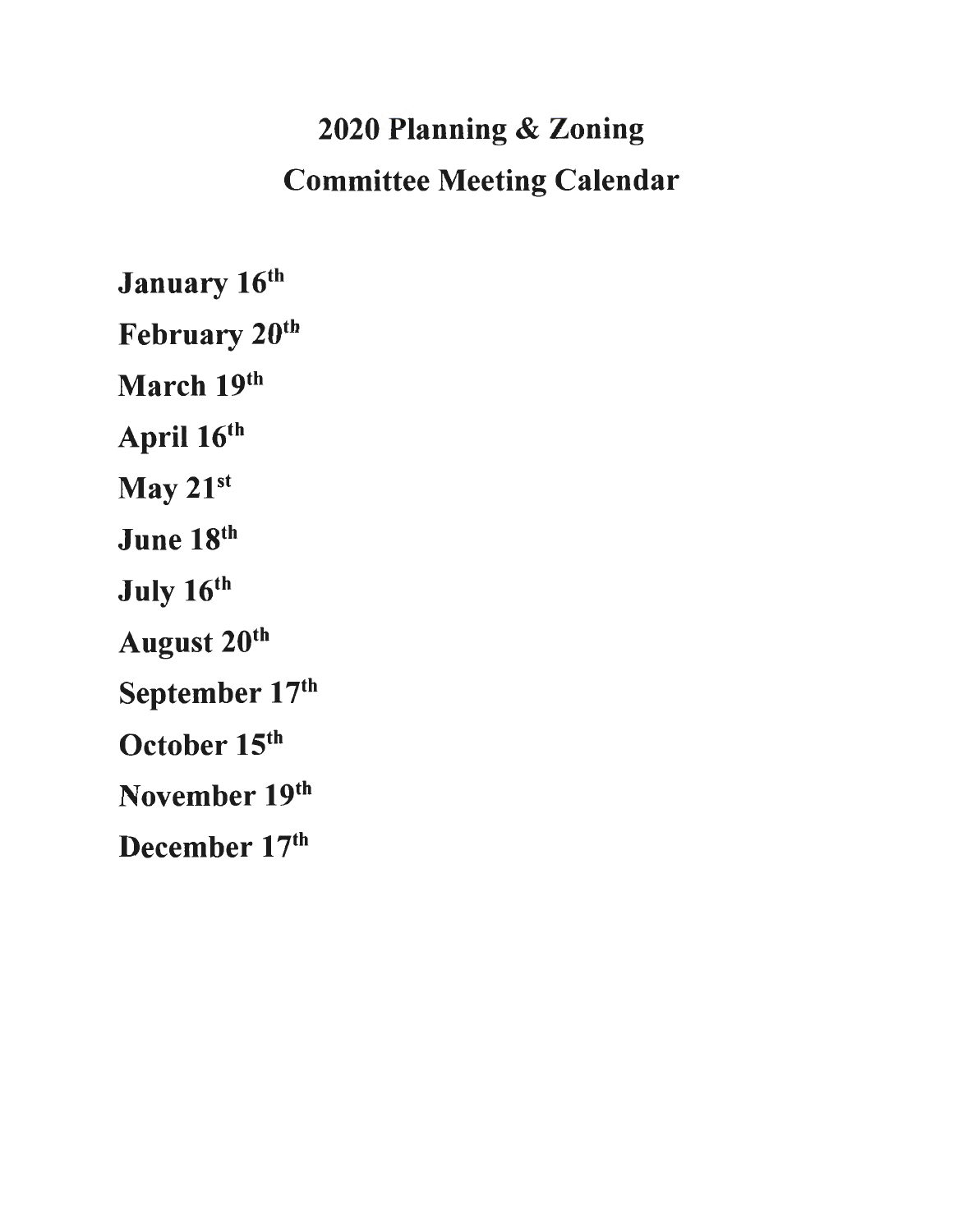# 2020 Planning & Zoning
# Committee Meeting Calendar

**January 16th**

**February 20th**

**March 19th**

**April 16th**

**May 21st**

**June 18th**

**July 16th**

**August 20th**

**September 17th**

**October 15th**

**November 19th**

**December 17th**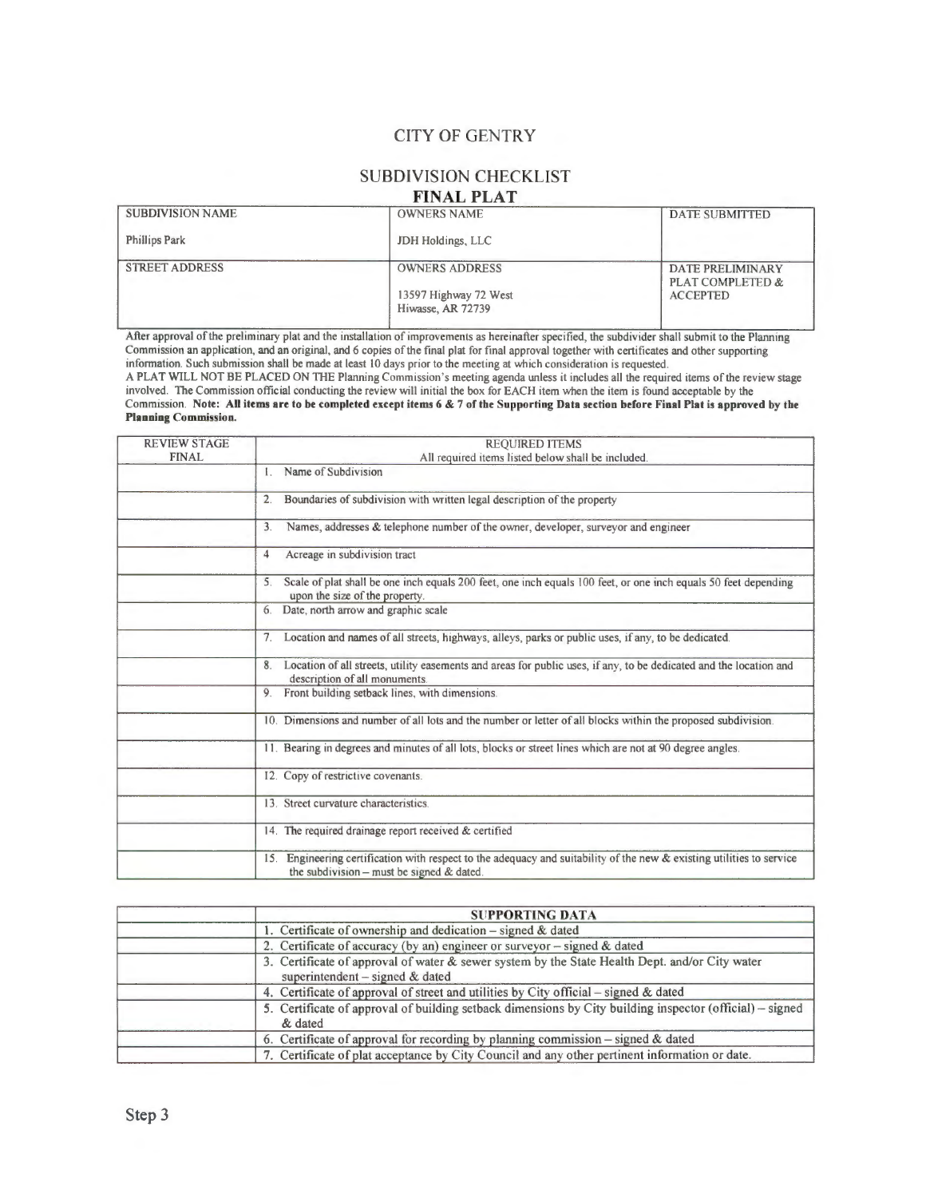# CITY OF GENTRY

## SUBDIVISION CHECKLIST

## FINAL PLAT

| SUBDIVISION NAME | OWNERS NAME | DATE SUBMITTED |
|---|---|---|
| Phillips Park | JDH Holdings, LLC | |
| **STREET ADDRESS** | **OWNERS ADDRESS** | **DATE PRELIMINARY PLAT COMPLETED & ACCEPTED** |
| | 13597 Highway 72 West<br>Hiwasse, AR 72739 | |

After approval of the preliminary plat and the installation of improvements as hereinafter specified, the subdivider shall submit to the Planning Commission an application, and an original, and 6 copies of the final plat for final approval together with certificates and other supporting information. Such submission shall be made at least 10 days prior to the meeting at which consideration is requested.

A PLAT WILL NOT BE PLACED ON THE Planning Commission's meeting agenda unless it includes all the required items of the review stage involved. The Commission official conducting the review will initial the box for EACH item when the item is found acceptable by the Commission. **Note: All items are to be completed except items 6 & 7 of the Supporting Data section before Final Plat is approved by the Planning Commission.**

| REVIEW STAGE FINAL | REQUIRED ITEMS<br>All required items listed below shall be included. |
|---|---|
| | 1. Name of Subdivision |
| | 2. Boundaries of subdivision with written legal description of the property |
| | 3. Names, addresses & telephone number of the owner, developer, surveyor and engineer |
| | 4 Acreage in subdivision tract |
| | 5. Scale of plat shall be one inch equals 200 feet, one inch equals 100 feet, or one inch equals 50 feet depending upon the size of the property. |
| | 6. Date, north arrow and graphic scale |
| | 7. Location and names of all streets, highways, alleys, parks or public uses, if any, to be dedicated. |
| | 8. Location of all streets, utility easements and areas for public uses, if any, to be dedicated and the location and description of all monuments. |
| | 9. Front building setback lines, with dimensions. |
| | 10. Dimensions and number of all lots and the number or letter of all blocks within the proposed subdivision. |
| | 11. Bearing in degrees and minutes of all lots, blocks or street lines which are not at 90 degree angles. |
| | 12. Copy of restrictive covenants. |
| | 13. Street curvature characteristics. |
| | 14. The required drainage report received & certified |
| | 15. Engineering certification with respect to the adequacy and suitability of the new & existing utilities to service the subdivision – must be signed & dated. |

| | SUPPORTING DATA |
|---|---|
| | 1. Certificate of ownership and dedication – signed & dated |
| | 2. Certificate of accuracy (by an) engineer or surveyor – signed & dated |
| | 3. Certificate of approval of water & sewer system by the State Health Dept. and/or City water superintendent – signed & dated |
| | 4. Certificate of approval of street and utilities by City official – signed & dated |
| | 5. Certificate of approval of building setback dimensions by City building inspector (official) – signed & dated |
| | 6. Certificate of approval for recording by planning commission – signed & dated |
| | 7. Certificate of plat acceptance by City Council and any other pertinent information or date. |

Step 3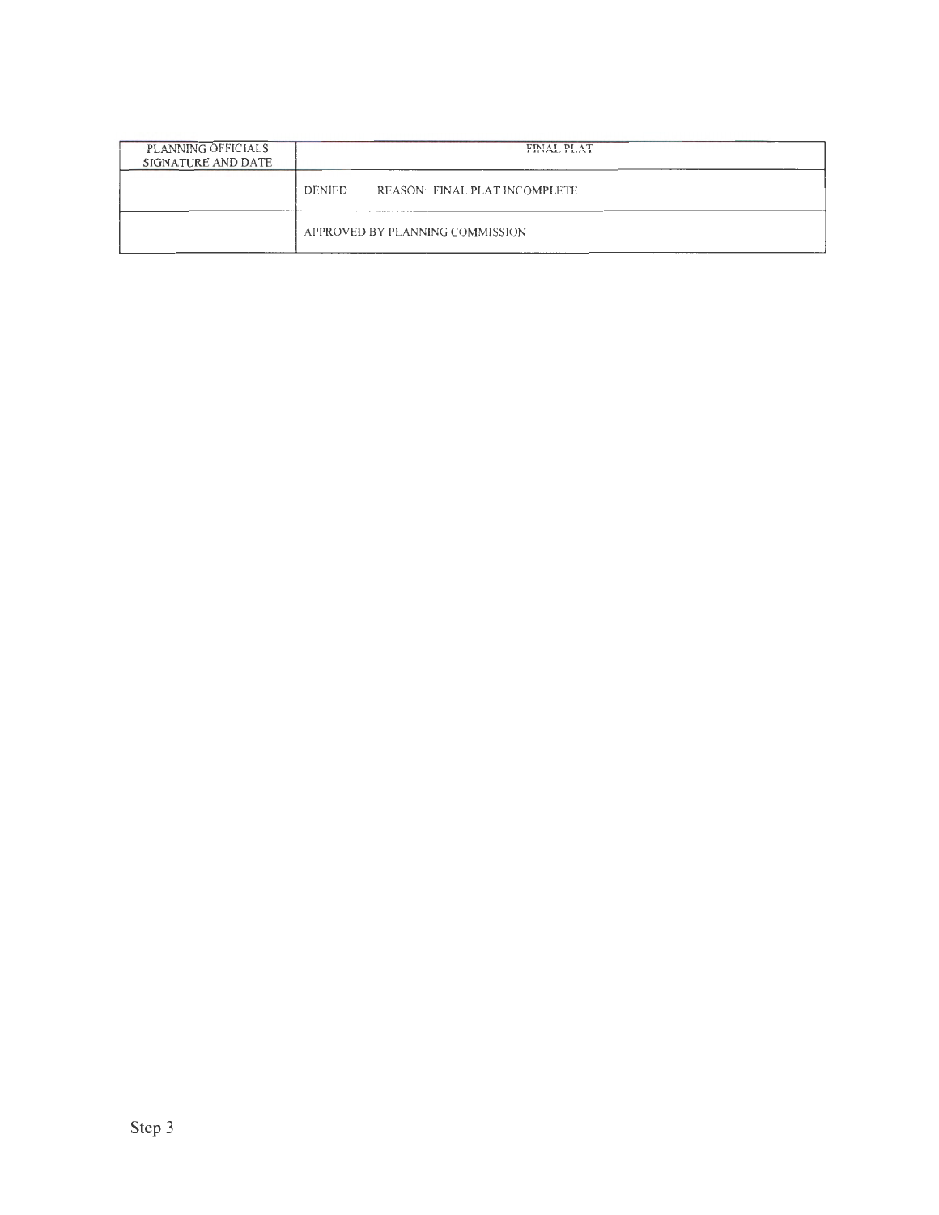| PLANNING OFFICIALS SIGNATURE AND DATE | FINAL PLAT |
| --- | --- |
| | DENIED REASON: FINAL PLAT INCOMPLETE |
| | APPROVED BY PLANNING COMMISSION |

Step 3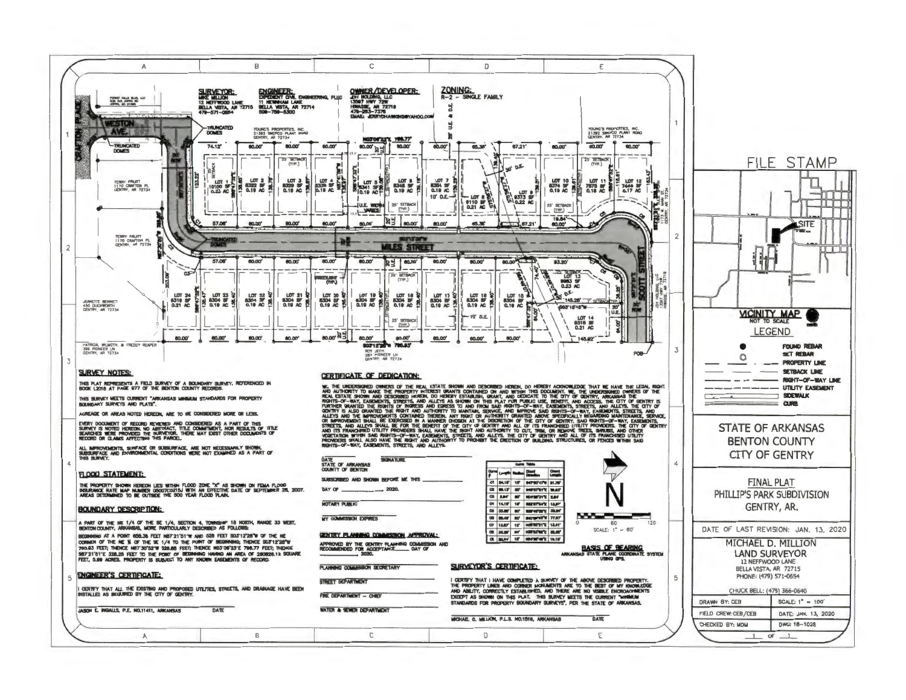**SURVEYOR:**
MIKE MILLION
12 NEFFWOOD LANE
BELLA VISTA, AR 72715
479-571-0654

**ENGINEER:**
EXPEDIENT CIVIL ENGINEERING, PLLC
11 NEWNHAM LANE
BELLA VISTA, AR 72714
508-759-5300

**OWNER/DEVELOPER:**
JDH HOLDING, LLC
13567 HWY 72W
HIWASSE, AR 72718
479-283-7376
EMAIL: JERRYDHAWKINS@YAHOO.COM

**ZONING:**
R-2 – SINGLE FAMILY

## SURVEY NOTES:

THIS PLAT REPRESENTS A FIELD SURVEY OF A BOUNDARY SURVEY, REFERENCED IN BOOK L2018 AT PAGE 977 OF THE BENTON COUNTY RECORDS.

THIS SURVEY MEETS CURRENT "ARKANSAS MINIMUM STANDARDS FOR PROPERTY BOUNDARY SURVEYS AND PLATS".

ACREAGE OR AREAS NOTED HEREON, ARE TO BE CONSIDERED MORE OR LESS.

EVERY DOCUMENT OF RECORD REVIEWED AND CONSIDERED AS A PART OF THIS SURVEY IS NOTED HEREON. NO ABSTRACT, TITLE COMMITMENT, NOR RESULTS OF TITLE SEARCHES WERE PROVIDED THE SURVEYOR. THERE MAY EXIST OTHER DOCUMENTS OF RECORD OR CLAIMS AFFECTING THIS PARCEL.

ALL IMPROVEMENTS, SURFACE OR SUBSURFACE, ARE NOT NECESSARILY SHOWN. SUBSURFACE AND ENVIRONMENTAL CONDITIONS WERE NOT EXAMINED AS A PART OF THIS SURVEY.

## FLOOD STATEMENT:

THE PROPERTY SHOWN HEREON LIES WITHIN FLOOD ZONE "X" AS SHOWN ON FEMA FLOOD INSURANCE RATE MAP NUMBER 05007C0215J WITH AN EFFECTIVE DATE OF SEPTEMBER 28, 2007. AREAS DETERMINED TO BE OUTSIDE THE 500 YEAR FLOOD PLAIN.

## BOUNDARY DESCRIPTION:

A PART OF THE NE 1/4 OF THE SE 1/4, SECTION 4, TOWNSHIP 18 NORTH, RANGE 33 WEST, BENTON COUNTY, ARKANSAS, MORE PARTICULARLY DESCRIBED AS FOLLOWS:

BEGINNING AT A POINT 658.38 FEET N87°21'51"W AND 328 FEET S03°12'28"W OF THE NE CORNER OF THE NE ¼ OF THE SE ¼ TO THE POINT OF BEGINNING; THENCE S03°12'28"W 795.83 FEET; THENCE N87°30'52"W 326.66 FEET; THENCE N03°06'23"E 798.77 FEET; THENCE S87°21'51"E 328.25 FEET TO THE POINT OF BEGINNING HAVING AN AREA OF 260826.12 SQUARE FEET, 5.99 ACRES. PROPERTY IS SUBJECT TO ANY KNOWN EASEMENTS OF RECORD.

## ENGINEER'S CERTIFICATE:

I CERTIFY THAT ALL THE EXISTING AND PROPOSED UTILITIES, STREETS, AND DRAINAGE HAVE BEEN INSTALLED AS REQUIRED BY THE CITY OF GENTRY.

JASON E. INGALLS, P.E. NO.11411, ARKANSAS DATE

## CERTIFICATE OF DEDICATION:

WE, THE UNDERSIGNED OWNERS OF THE REAL ESTATE SHOWN AND DESCRIBED HEREON, DO HEREBY ACKNOWLEDGE THAT WE HAVE THE LEGAL RIGHT AND AUTHORITY TO MAKE THE PROPERTY INTEREST GRANTS CONTAINED ON AND WITHIN THIS DOCUMENT. WE, THE UNDERSIGNED OWNERS OF THE REAL ESTATE SHOWN AND DESCRIBED HEREON, DO HEREBY ESTABLISH, GRANT, AND DEDICATE TO THE CITY OF GENTRY, ARKANSAS THE RIGHTS-OF-WAY, EASEMENTS, STREETS, AND ALLEYS AS SHOWN ON THIS PLAT FOR PUBLIC USE, BENEFIT, AND ACCESS. THE CITY OF GENTRY IS FURTHER GRANTED THE RIGHTS OF INGRESS AND EGRESS TO AND FROM SAID RIGHTS-OF-WAY, EASEMENTS, STREETS, AND ALLEYS. THE CITY OF GENTRY IS ALSO GRANTED THE RIGHT AND AUTHORITY TO MAINTAIN, SERVICE, AND IMPROVE SAID RIGHTS-OF-WAY, EASEMENTS, STREETS, AND ALLEYS AND THE IMPROVEMENTS CONTAINED THEREIN. ANY RIGHT OR AUTHORITY GRANTED ABOVE SPECIFICALLY REGARDING MAINTENANCE, SERVICE, OR IMPROVEMENT SHALL BE EXERCISED IN A MANNER CHOSEN AT THE DISCRETION OF THE CITY OF GENTRY. SAID RIGHTS-OF-WAY, EASEMENTS, STREETS, AND ALLEYS SHALL BE FOR THE BENEFIT OF THE CITY OF GENTRY AND ALL OF ITS FRANCHISED UTILITY PROVIDERS. THE CITY OF GENTRY AND ITS FRANCHISED UTILITY PROVIDERS SHALL HAVE THE RIGHT AND AUTHORITY TO CUT, TRIM, OR REMOVE TREES, SHRUBS, AND OTHER VEGETATION WITHIN SAID RIGHTS-OF-WAY, EASEMENTS, STREETS, AND ALLEYS. THE CITY OF GENTRY AND ALL OF ITS FRANCHISED UTILITY PROVIDERS SHALL ALSO HAVE THE RIGHT AND AUTHORITY TO PROHIBIT THE ERECTION OF BUILDING, STRUCTURES, OR FENCES WITHIN SAID RIGHTS-OF-WAY, EASEMENTS, STREETS, AND ALLEYS.

DATE SIGNATURE

STATE OF ARKANSAS
COUNTY OF BENTON

SUBSCRIBED AND SWORN BEFORE ME THIS ________

DAY OF ________ 2020.

NOTARY PUBLIC

MY COMMISSION EXPIRES

## GENTRY PLANNING COMMISSION APPROVAL:

APPROVED BY THE GENTRY PLANNING COMMISSION AND RECOMMENDED FOR ACCEPTANCE ____ DAY OF ________ 2020.

PLANNING COMMISSION SECRETARY

STREET DEPARTMENT

FIRE DEPARTMENT – CHIEF

WATER & SEWER DEPARTMENT

Curve Table

| Curve # | Length | Radius | Chord Direction | Chord Length |
|---|---|---|---|---|
| C1 | 34.18' | 15' | S47°57'47"E | 31.78' |
| C2 | 39.13' | 25' | N48°07'01"E | 35.63' |
| C3 | 2.84' | 60' | N54°09'21"E | 2.84' |
| C4 | 14.18' | 15' | S62°57'54"E | 13.67' |
| C5 | 35.88' | 60' | S62°40'05"E | 35.34' |
| C6 | 86.49' | 60' | S40°28'43"W | 77.67' |
| C7 | 13.67' | 15' | N58°50'21"E | 12.41' |
| C8 | 25.82' | 25' | N35°31'36"E | 25.89' |
| C9 | 20.64' | 15' | N60°38'45"E | 19.19' |

**BASIS OF BEARING**
ARKANSAS STATE PLANE COORDINATE SYSTEM USING GPS.

SCALE: 1" = 60'

## SURVEYOR'S CERTIFICATE:

I CERTIFY THAT I HAVE COMPLETED A SURVEY OF THE ABOVE DESCRIBED PROPERTY. THE PROPERTY LINES AND CORNER MONUMENTS ARE TO THE BEST OF MY KNOWLEDGE AND ABILITY, CORRECTLY ESTABLISHED, AND THERE ARE NO VISIBLE ENCROACHMENTS EXCEPT AS SHOWN ON THIS PLAT. THIS SURVEY MEETS THE CURRENT "MINIMUM STANDARDS FOR PROPERTY BOUNDARY SURVEYS", PER THE STATE OF ARKANSAS.

MICHAEL D. MILLION, P.L.S. NO.1519, ARKANSAS DATE

FILE STAMP

VICINITY MAP
NOT TO SCALE

LEGEND

- FOUND REBAR
- SET REBAR
- PROPERTY LINE
- SETBACK LINE
- RIGHT-OF-WAY LINE
- UTILITY EASEMENT
- SIDEWALK
- CURB

STATE OF ARKANSAS
BENTON COUNTY
CITY OF GENTRY

FINAL PLAT
PHILLIP'S PARK SUBDIVISION
GENTRY, AR.

DATE OF LAST REVISION: JAN. 13, 2020

MICHAEL D. MILLION
LAND SURVEYOR
12 NEFFWOOD LANE
BELLA VISTA, AR 72715
PHONE: (479) 571-0654

CHUCK BELL: (479) 366-0640

| | |
|---|---|
| DRAWN BY: CEB | SCALE: 1" = 100' |
| FIELD CREW: CEB/CEB | DATE: JAN. 13, 2020 |
| CHECKED BY: MDM | DWG: 18-1028 |